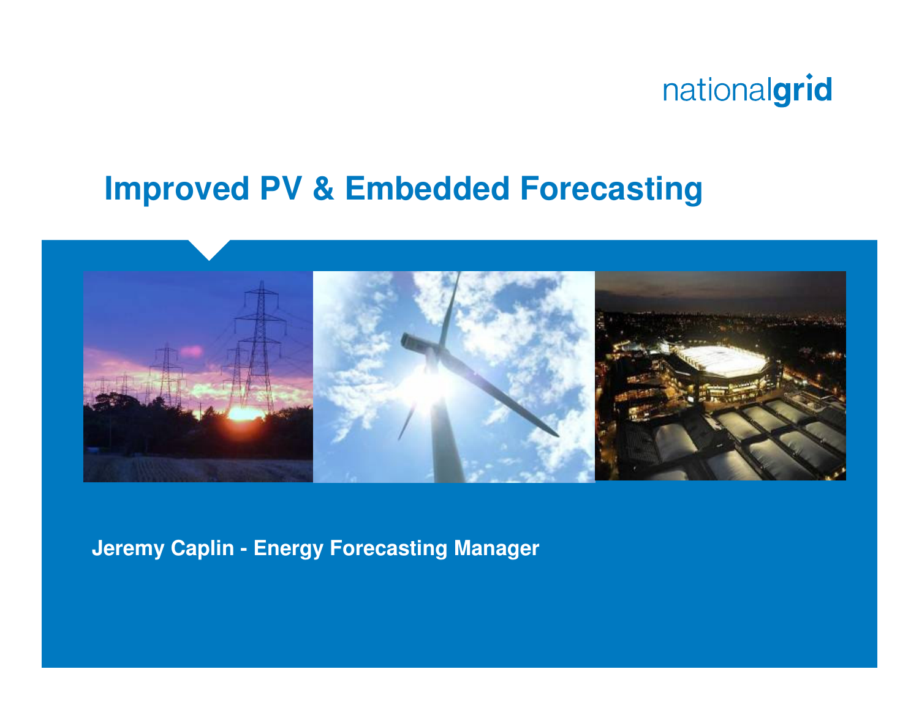nationalgrid

# Improved PV & Embedded Forecasting

**Jeremy Caplin - Energy Forecasting Manager**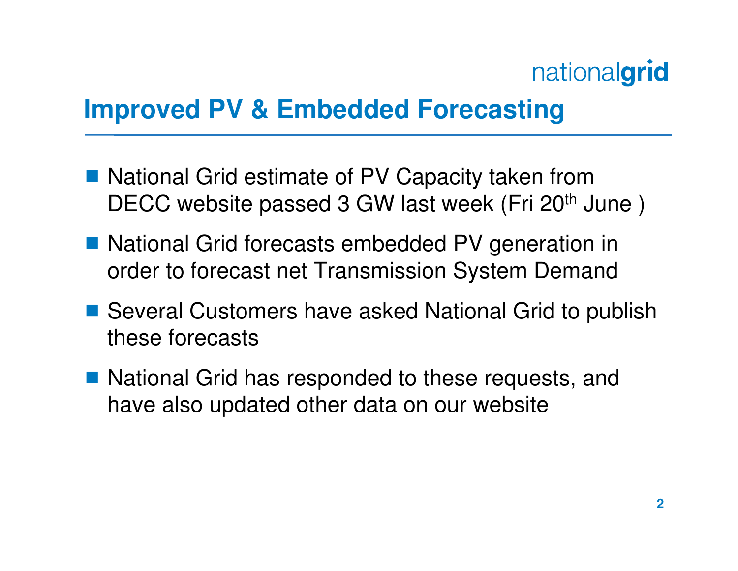# Improved PV & Embedded Forecasting

- National Grid estimate of PV Capacity taken from DECC website passed 3 GW last week (Fri 20th June )
- National Grid forecasts embedded PV generation in order to forecast net Transmission System Demand
- Several Customers have asked National Grid to publish these forecasts
- National Grid has responded to these requests, and have also updated other data on our website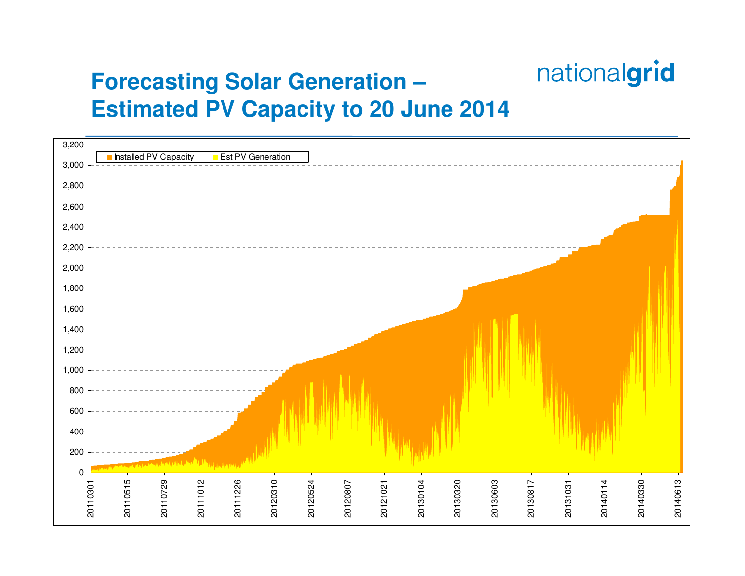# Forecasting Solar Generation – Estimated PV Capacity to 20 June 2014

nationalgrid

Installed PV Capacity | Est PV Generation

Y-axis: 0, 200, 400, 600, 800, 1,000, 1,200, 1,400, 1,600, 1,800, 2,000, 2,200, 2,400, 2,600, 2,800, 3,000, 3,200

X-axis: 20110301, 20110515, 20110729, 20111012, 20111226, 20120310, 20120524, 20120807, 20121021, 20130104, 20130320, 20130603, 20130817, 20131031, 20140114, 20140330, 20140613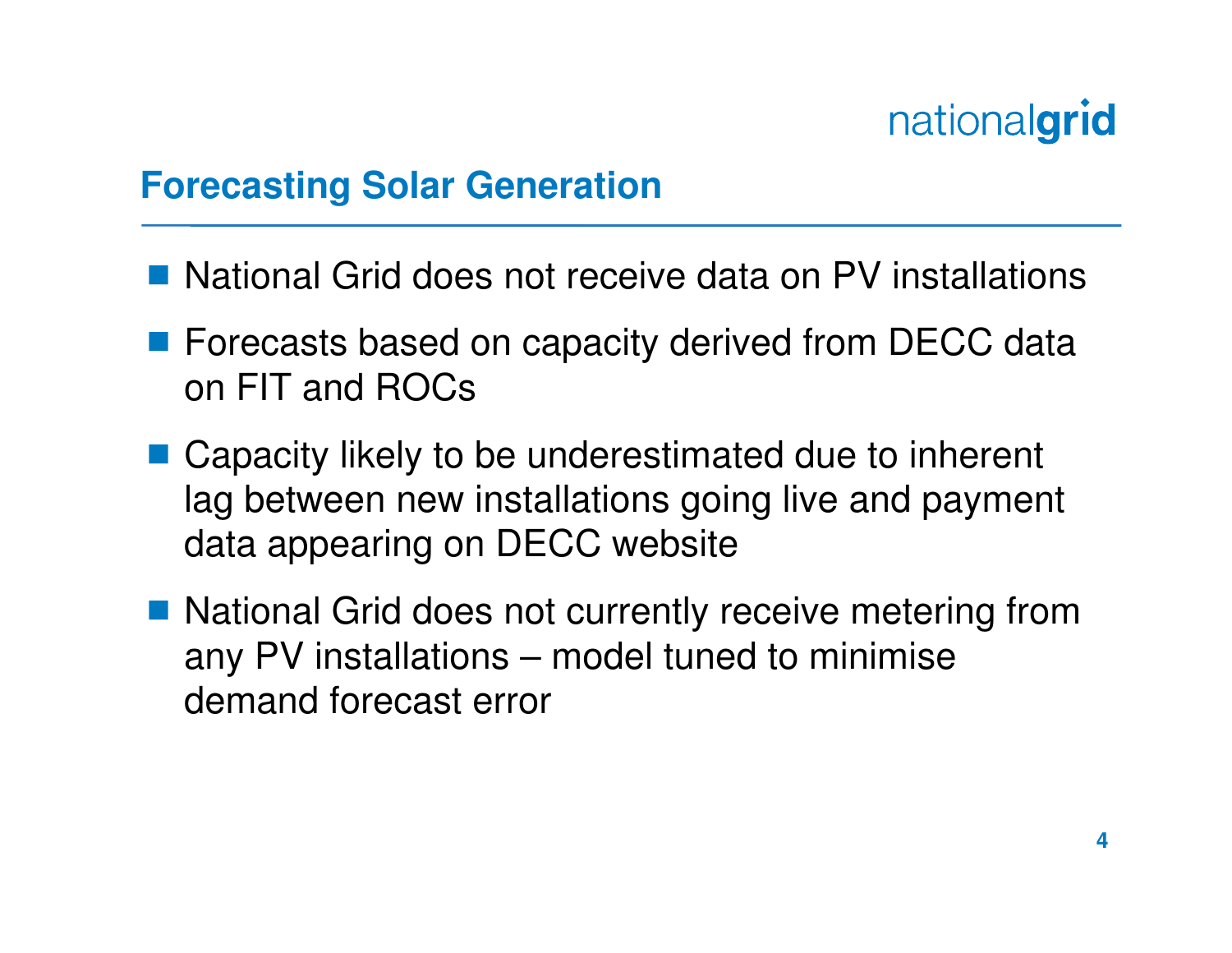## Forecasting Solar Generation

- National Grid does not receive data on PV installations
- Forecasts based on capacity derived from DECC data on FIT and ROCs
- Capacity likely to be underestimated due to inherent lag between new installations going live and payment data appearing on DECC website
- National Grid does not currently receive metering from any PV installations – model tuned to minimise demand forecast error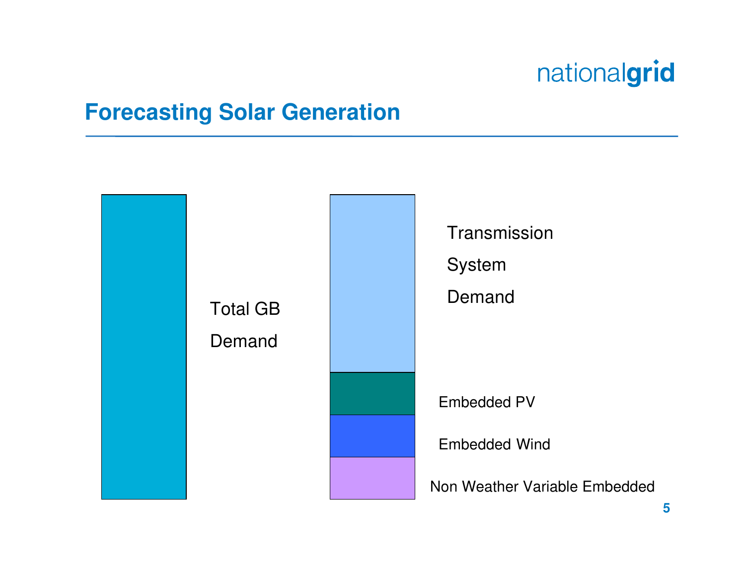# Forecasting Solar Generation

Total GB Demand

Transmission System Demand

Embedded PV

Embedded Wind

Non Weather Variable Embedded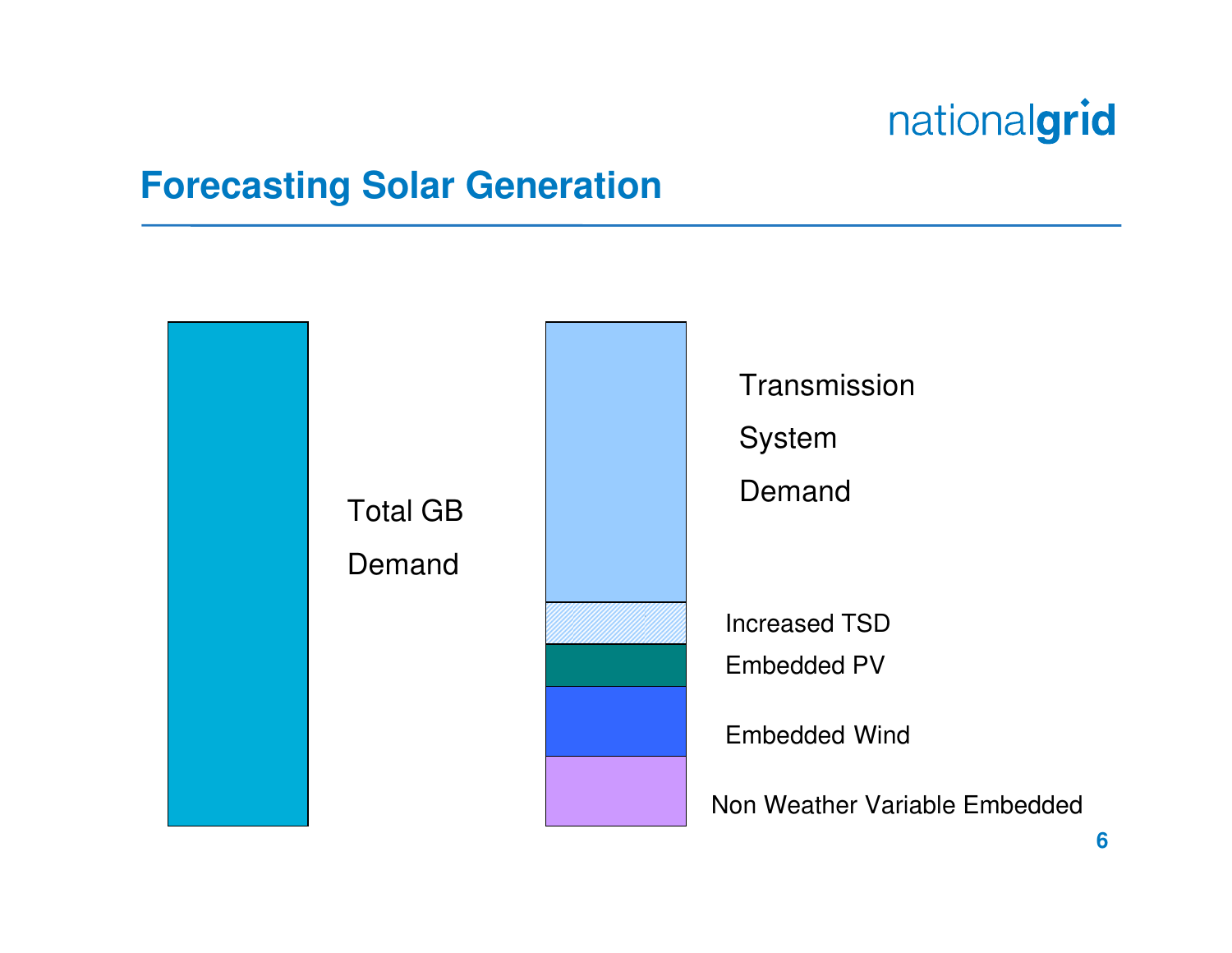## Forecasting Solar Generation

Total GB Demand

Transmission System Demand

Increased TSD

Embedded PV

Embedded Wind

Non Weather Variable Embedded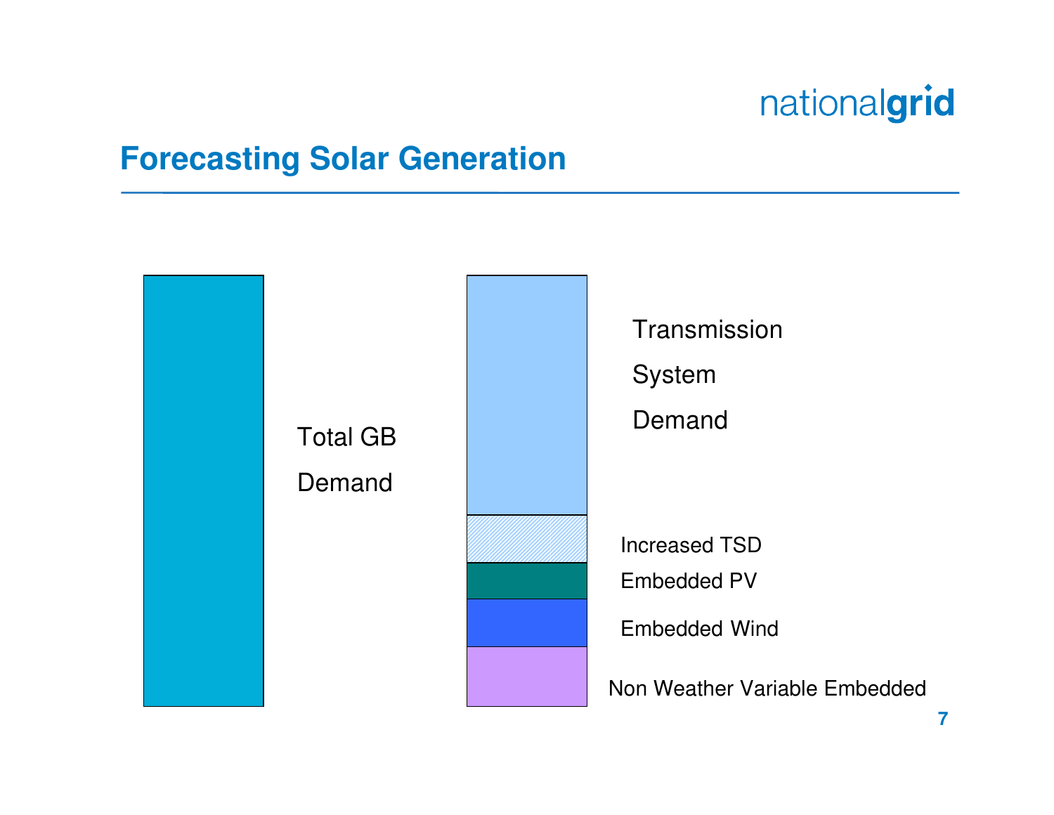# Forecasting Solar Generation

Total GB Demand

Transmission System Demand

Increased TSD

Embedded PV

Embedded Wind

Non Weather Variable Embedded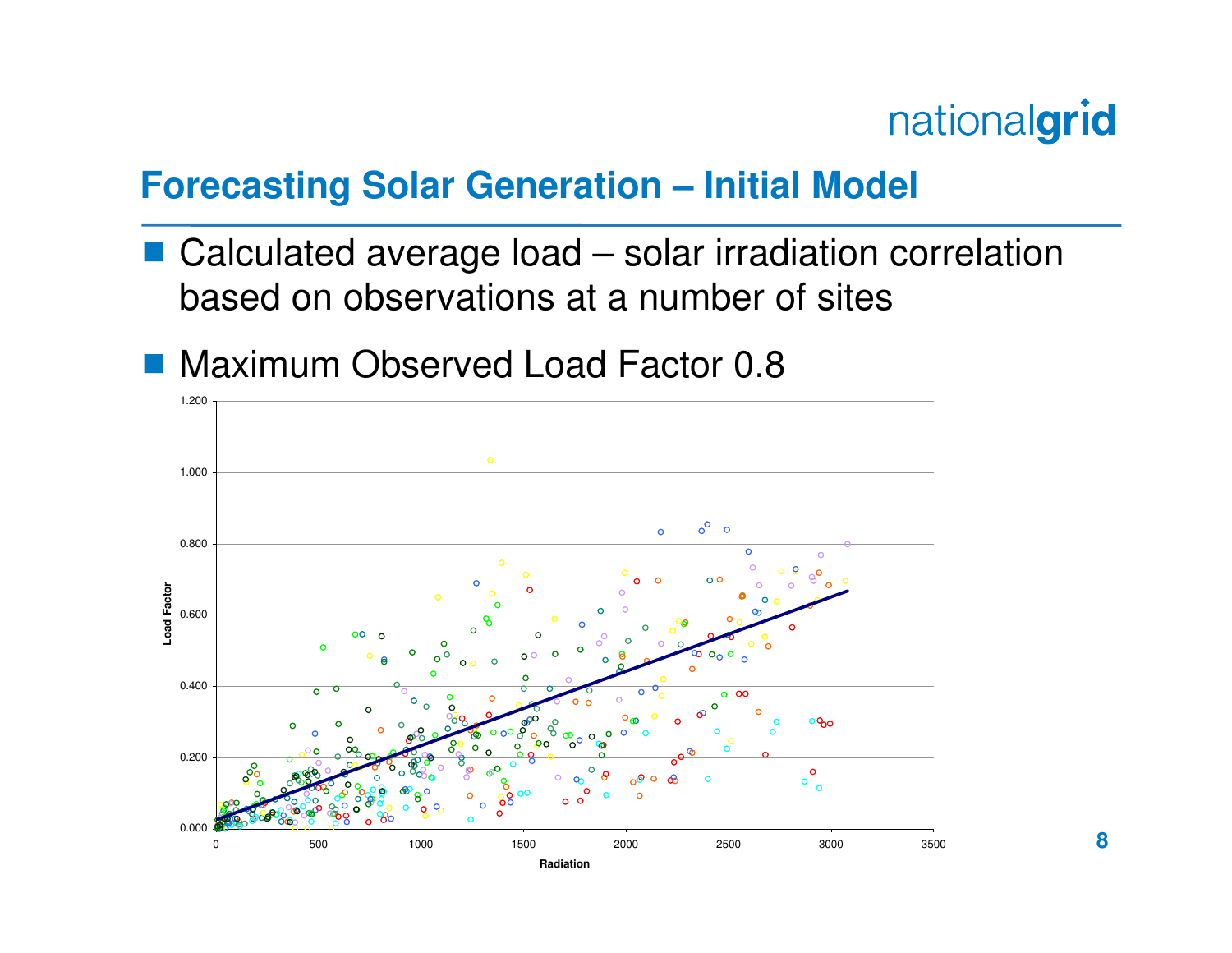# Forecasting Solar Generation – Initial Model

- Calculated average load – solar irradiation correlation based on observations at a number of sites
- Maximum Observed Load Factor 0.8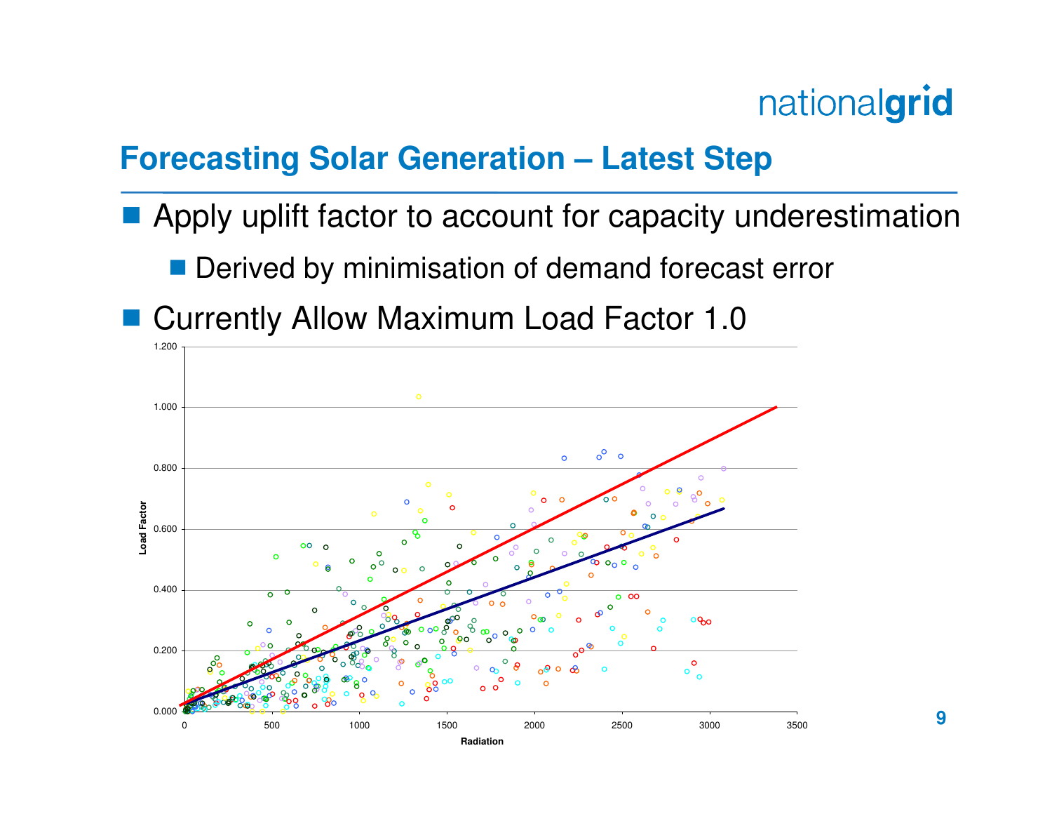## Forecasting Solar Generation – Latest Step

- Apply uplift factor to account for capacity underestimation
  - Derived by minimisation of demand forecast error
- Currently Allow Maximum Load Factor 1.0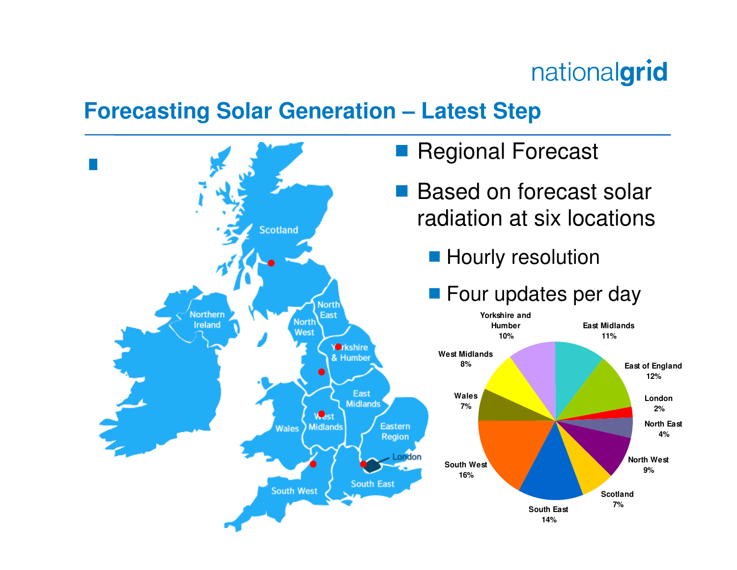# Forecasting Solar Generation – Latest Step

- Regional Forecast
- Based on forecast solar radiation at six locations
  - Hourly resolution
  - Four updates per day

| Region | Share |
|---|---|
| East Midlands | 11% |
| East of England | 12% |
| London | 2% |
| North East | 4% |
| North West | 9% |
| Scotland | 7% |
| South East | 14% |
| South West | 16% |
| Wales | 7% |
| West Midlands | 8% |
| Yorkshire and Humber | 10% |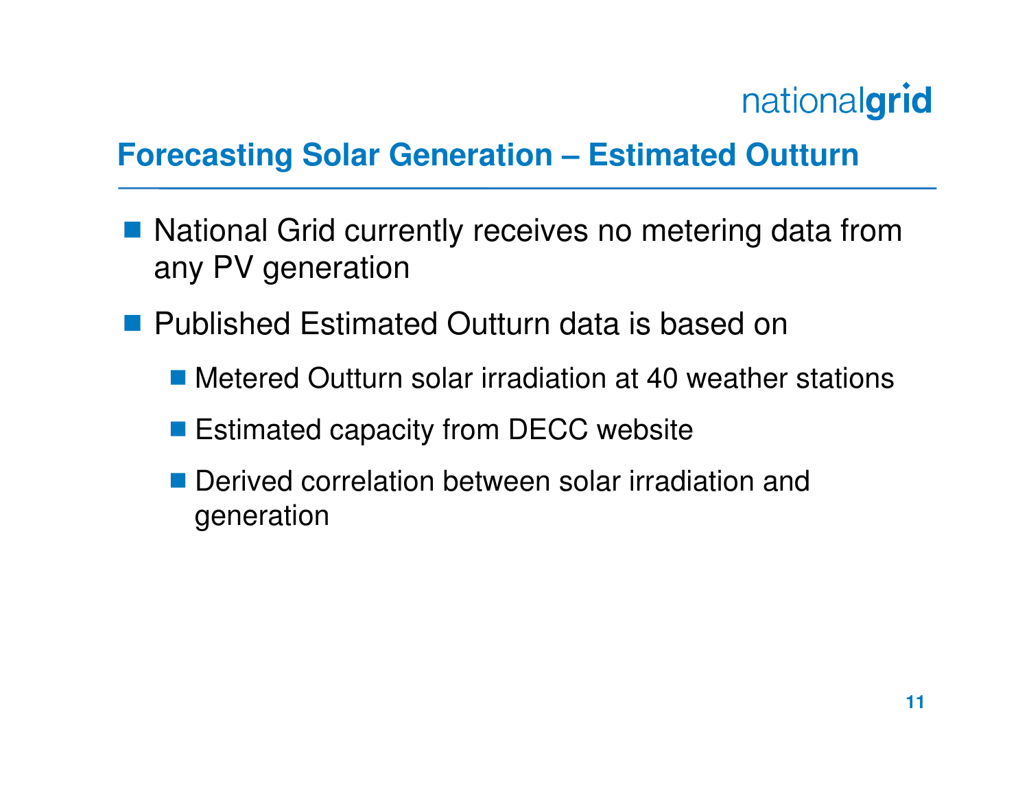## Forecasting Solar Generation – Estimated Outturn

- National Grid currently receives no metering data from any PV generation
- Published Estimated Outturn data is based on
  - Metered Outturn solar irradiation at 40 weather stations
  - Estimated capacity from DECC website
  - Derived correlation between solar irradiation and generation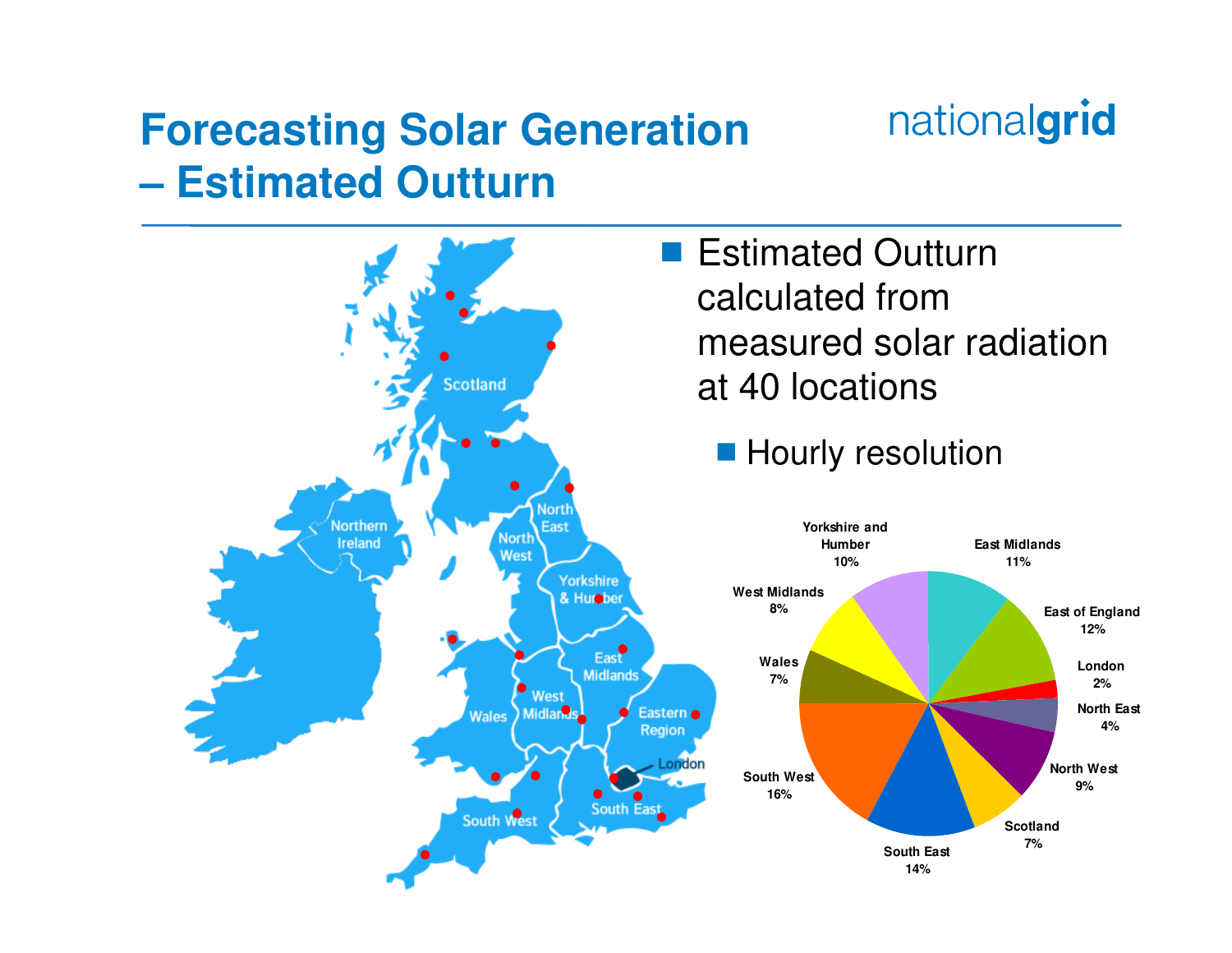# Forecasting Solar Generation – Estimated Outturn

- Estimated Outturn calculated from measured solar radiation at 40 locations
  - Hourly resolution

| Region | Share |
| --- | --- |
| East Midlands | 11% |
| East of England | 12% |
| London | 2% |
| North East | 4% |
| North West | 9% |
| Scotland | 7% |
| South East | 14% |
| South West | 16% |
| Wales | 7% |
| West Midlands | 8% |
| Yorkshire and Humber | 10% |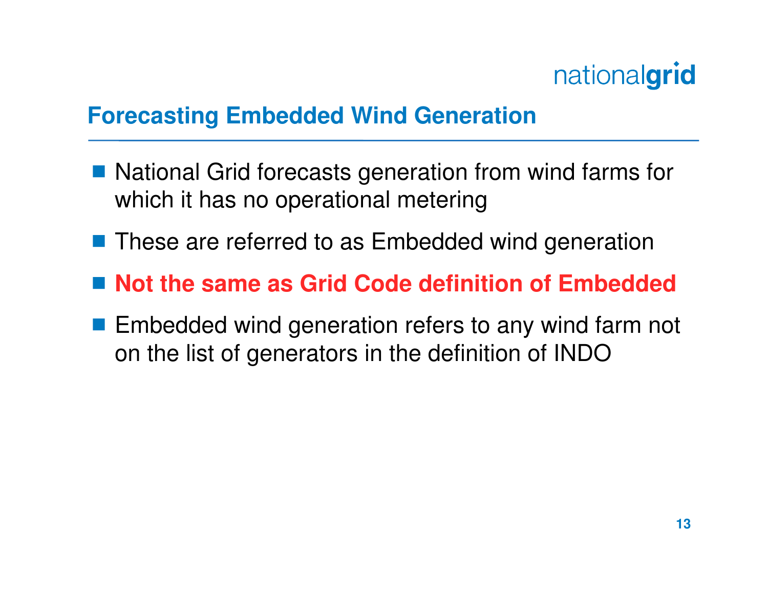## Forecasting Embedded Wind Generation

- National Grid forecasts generation from wind farms for which it has no operational metering
- These are referred to as Embedded wind generation
- **Not the same as Grid Code definition of Embedded**
- Embedded wind generation refers to any wind farm not on the list of generators in the definition of INDO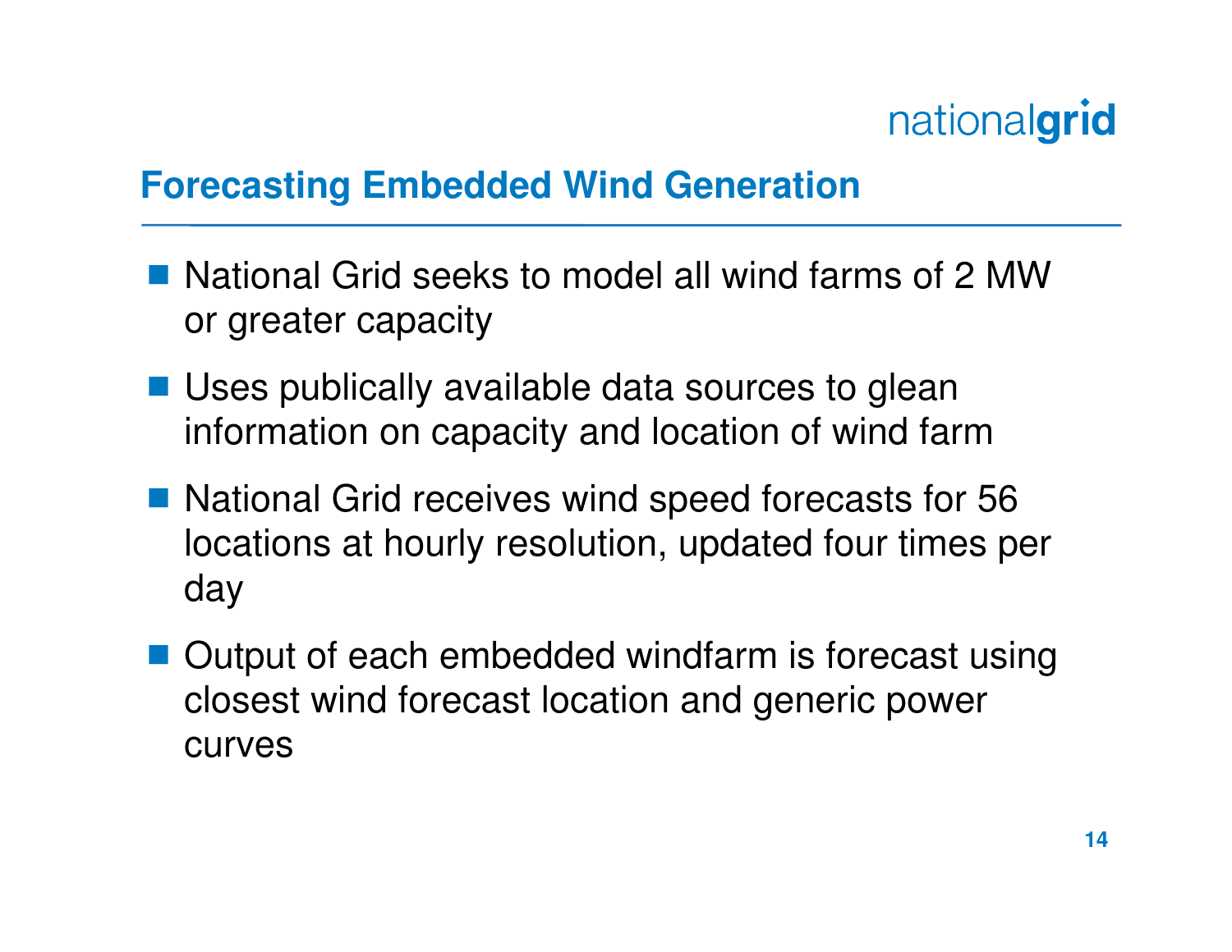## Forecasting Embedded Wind Generation

- National Grid seeks to model all wind farms of 2 MW or greater capacity
- Uses publically available data sources to glean information on capacity and location of wind farm
- National Grid receives wind speed forecasts for 56 locations at hourly resolution, updated four times per day
- Output of each embedded windfarm is forecast using closest wind forecast location and generic power curves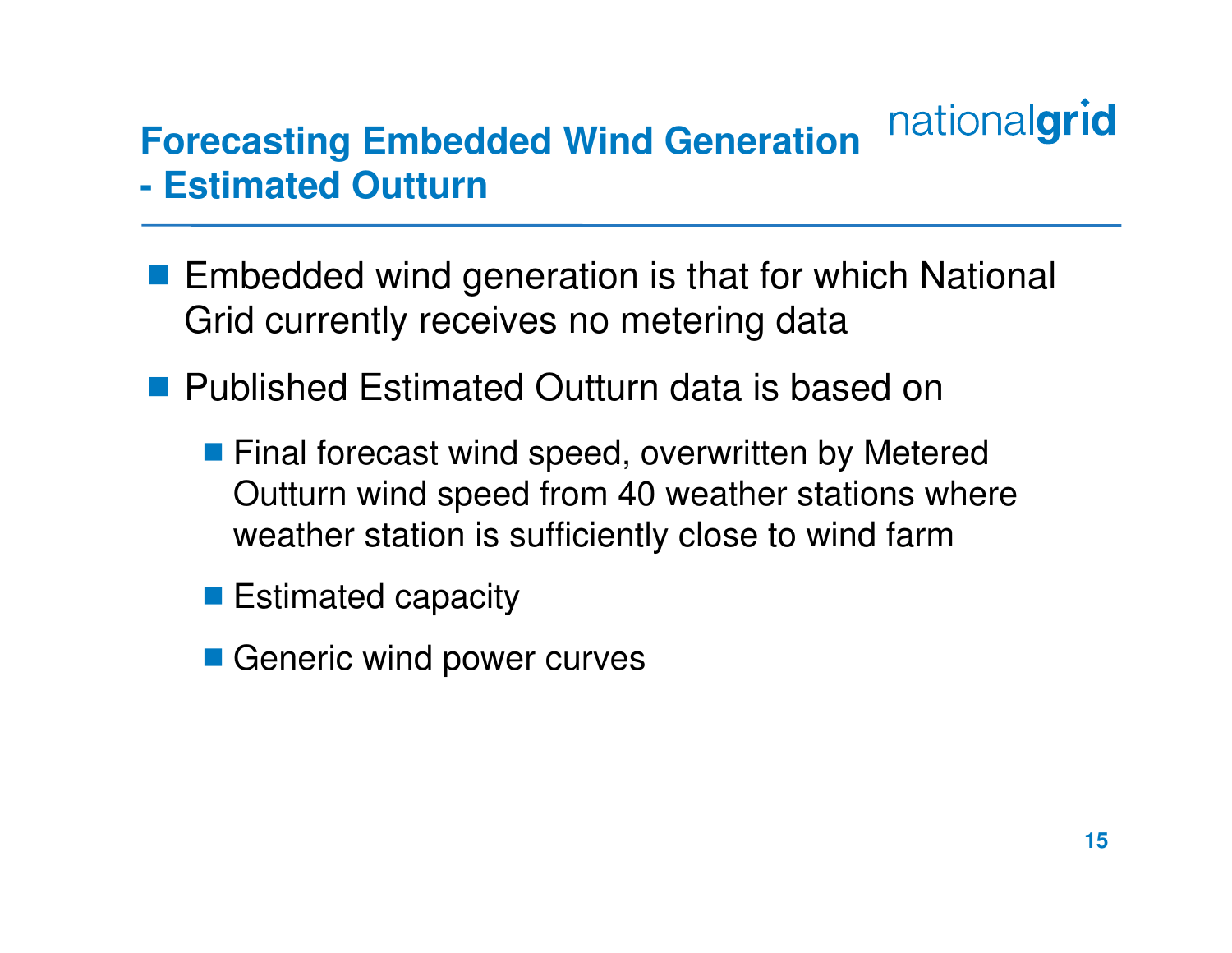# Forecasting Embedded Wind Generation - Estimated Outturn

- Embedded wind generation is that for which National Grid currently receives no metering data
- Published Estimated Outturn data is based on
  - Final forecast wind speed, overwritten by Metered Outturn wind speed from 40 weather stations where weather station is sufficiently close to wind farm
  - Estimated capacity
  - Generic wind power curves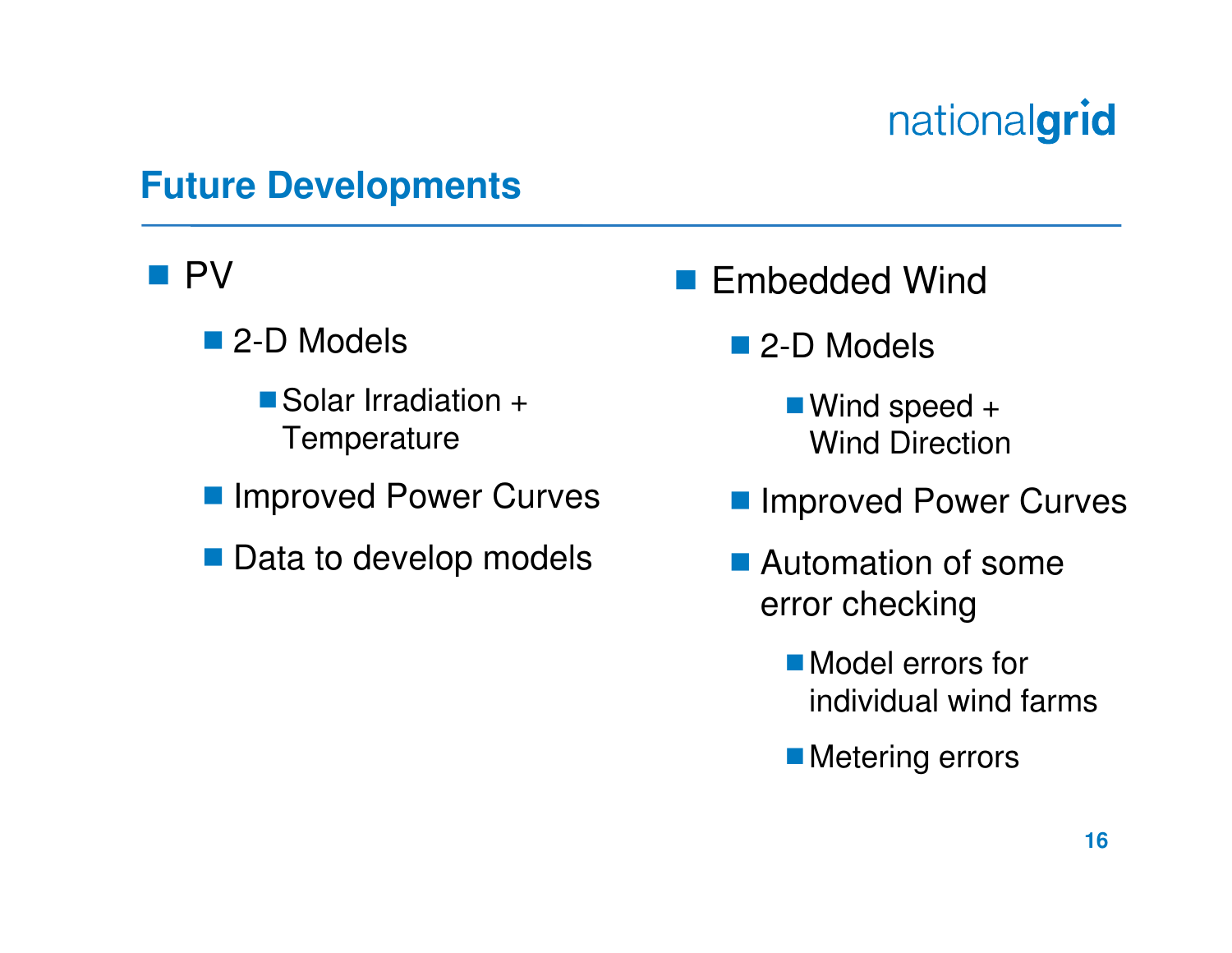## Future Developments

- PV
  - 2-D Models
    - Solar Irradiation + Temperature
  - Improved Power Curves
  - Data to develop models

- Embedded Wind
  - 2-D Models
    - Wind speed + Wind Direction
  - Improved Power Curves
  - Automation of some error checking
    - Model errors for individual wind farms
    - Metering errors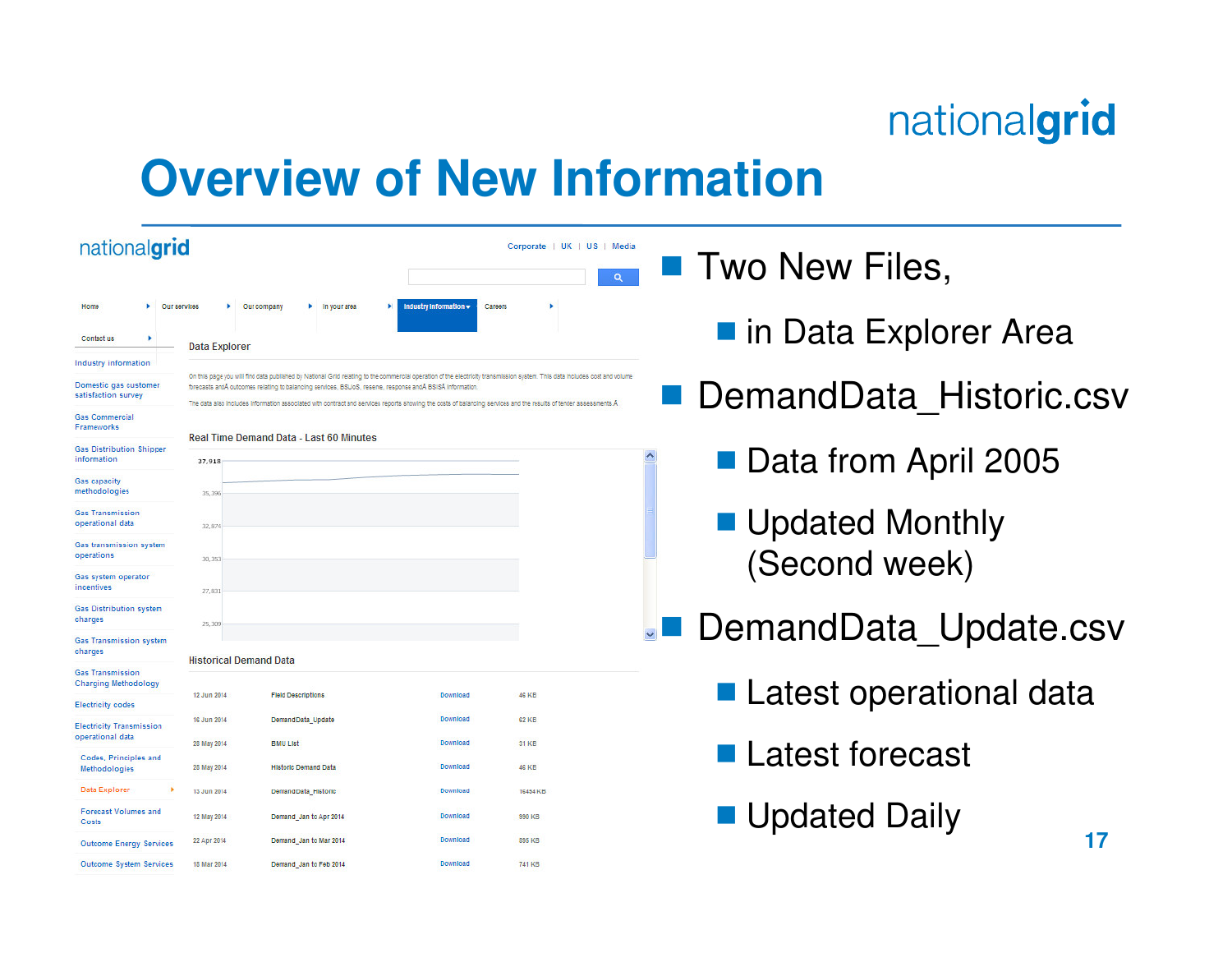# Overview of New Information

- Two New Files,
  - in Data Explorer Area
- DemandData_Historic.csv
  - Data from April 2005
  - Updated Monthly (Second week)
- DemandData_Update.csv
  - Latest operational data
  - Latest forecast
  - Updated Daily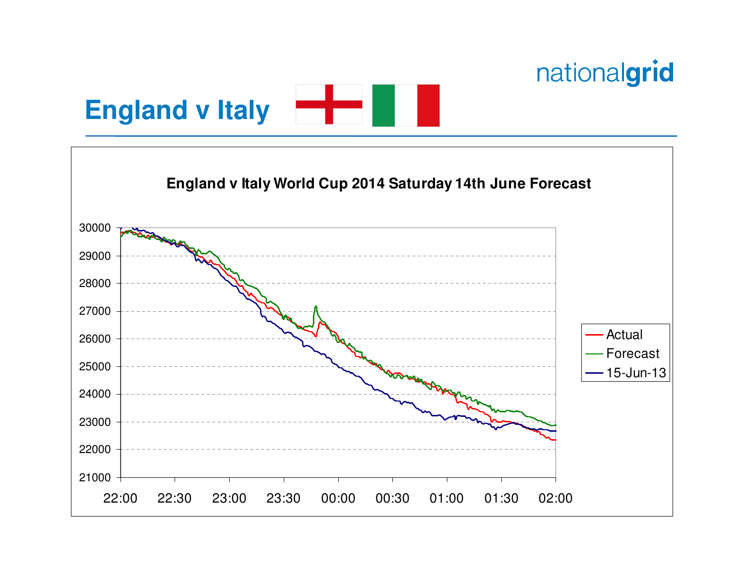# England v Italy

nationalgrid

**England v Italy World Cup 2014 Saturday 14th June Forecast**

Legend: Actual, Forecast, 15-Jun-13

Y-axis: 21000, 22000, 23000, 24000, 25000, 26000, 27000, 28000, 29000, 30000

X-axis: 22:00, 22:30, 23:00, 23:30, 00:00, 00:30, 01:00, 01:30, 02:00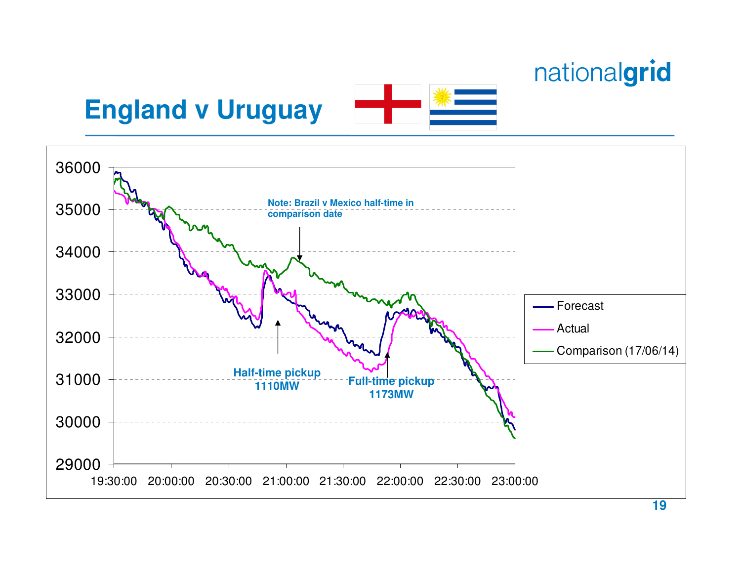# England v Uruguay

Note: Brazil v Mexico half-time in comparison date

Half-time pickup 1110MW

Full-time pickup 1173MW

- Forecast
- Actual
- Comparison (17/06/14)

Y-axis: 29000, 30000, 31000, 32000, 33000, 34000, 35000, 36000

X-axis: 19:30:00, 20:00:00, 20:30:00, 21:00:00, 21:30:00, 22:00:00, 22:30:00, 23:00:00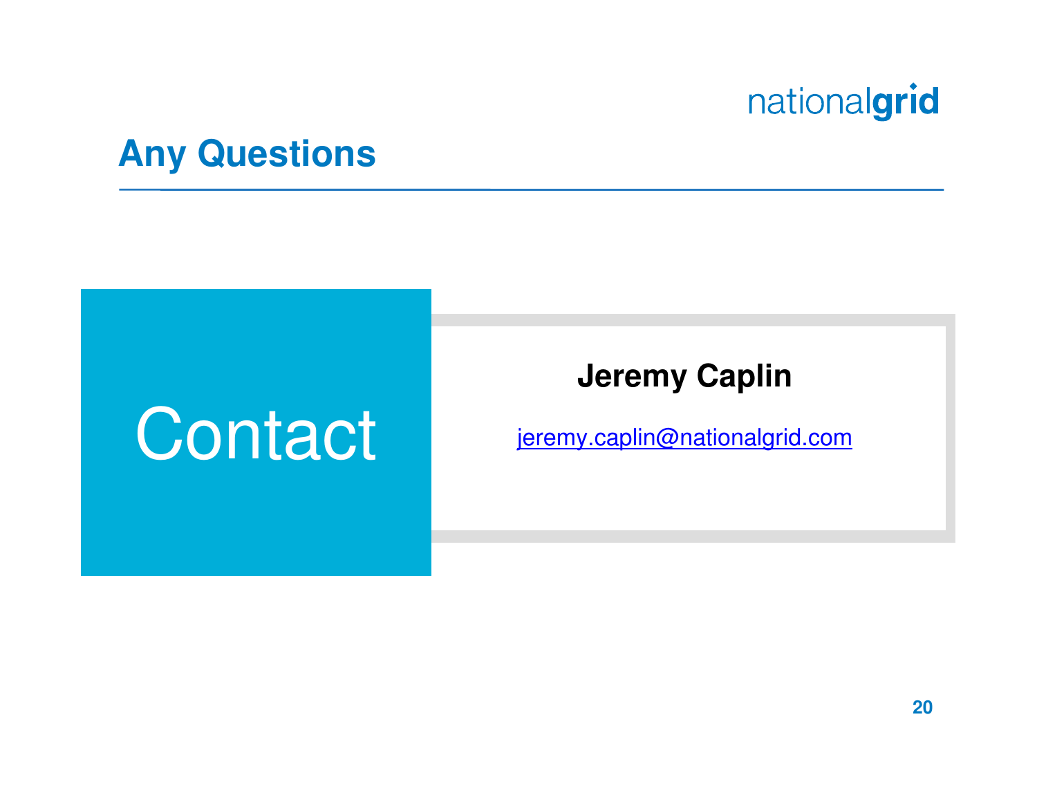# Any Questions

**Contact**

**Jeremy Caplin**

jeremy.caplin@nationalgrid.com